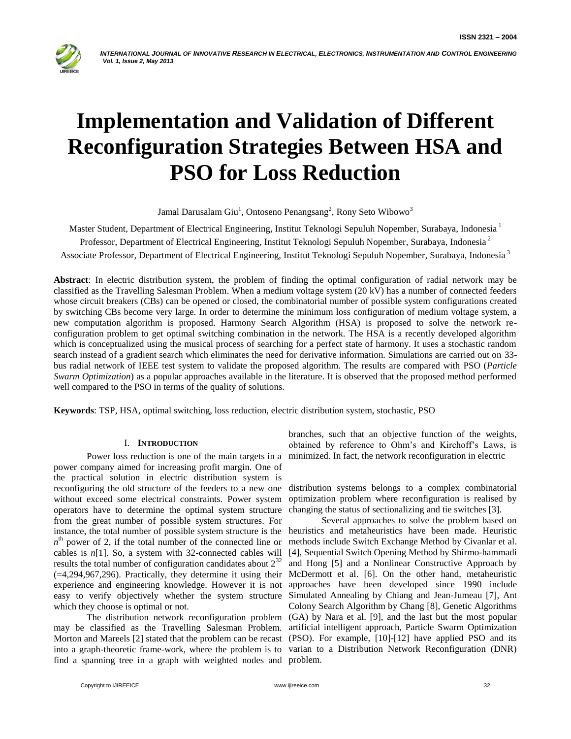# Implementation and Validation of Different Reconfiguration Strategies Between HSA and PSO for Loss Reduction

Jamal Darusalam Giu[1], Ontoseno Penangsang[2], Rony Seto Wibowo[3]

Master Student, Department of Electrical Engineering, Institut Teknologi Sepuluh Nopember, Surabaya, Indonesia [1]

Professor, Department of Electrical Engineering, Institut Teknologi Sepuluh Nopember, Surabaya, Indonesia [2]

Associate Professor, Department of Electrical Engineering, Institut Teknologi Sepuluh Nopember, Surabaya, Indonesia [3]

**Abstract**: In electric distribution system, the problem of finding the optimal configuration of radial network may be classified as the Travelling Salesman Problem. When a medium voltage system (20 kV) has a number of connected feeders whose circuit breakers (CBs) can be opened or closed, the combinatorial number of possible system configurations created by switching CBs become very large. In order to determine the minimum loss configuration of medium voltage system, a new computation algorithm is proposed. Harmony Search Algorithm (HSA) is proposed to solve the network re-configuration problem to get optimal switching combination in the network. The HSA is a recently developed algorithm which is conceptualized using the musical process of searching for a perfect state of harmony. It uses a stochastic random search instead of a gradient search which eliminates the need for derivative information. Simulations are carried out on 33-bus radial network of IEEE test system to validate the proposed algorithm. The results are compared with PSO (*Particle Swarm Optimization*) as a popular approaches available in the literature. It is observed that the proposed method performed well compared to the PSO in terms of the quality of solutions.

**Keywords**: TSP, HSA, optimal switching, loss reduction, electric distribution system, stochastic, PSO

## I. Introduction

Power loss reduction is one of the main targets in a power company aimed for increasing profit margin. One of the practical solution in electric distribution system is reconfiguring the old structure of the feeders to a new one without exceed some electrical constraints. Power system operators have to determine the optimal system structure from the great number of possible system structures. For instance, the total number of possible system structure is the $n^{th}$ power of 2, if the total number of the connected line or cables is $n$[1]. So, a system with 32-connected cables will results the total number of configuration candidates about $2^{32}$ (=4,294,967,296). Practically, they determine it using their experience and engineering knowledge. However it is not easy to verify objectively whether the system structure which they choose is optimal or not.

The distribution network reconfiguration problem may be classified as the Travelling Salesman Problem. Morton and Mareels [2] stated that the problem can be recast into a graph-theoretic frame-work, where the problem is to find a spanning tree in a graph with weighted nodes and branches, such that an objective function of the weights, obtained by reference to Ohm's and Kirchoff's Laws, is minimized. In fact, the network reconfiguration in electric distribution systems belongs to a complex combinatorial optimization problem where reconfiguration is realised by changing the status of sectionalizing and tie switches [3].

Several approaches to solve the problem based on heuristics and metaheuristics have been made. Heuristic methods include Switch Exchange Method by Civanlar et al. [4], Sequential Switch Opening Method by Shirmo-hammadi and Hong [5] and a Nonlinear Constructive Approach by McDermott et al. [6]. On the other hand, metaheuristic approaches have been developed since 1990 include Simulated Annealing by Chiang and Jean-Jumeau [7], Ant Colony Search Algorithm by Chang [8], Genetic Algorithms (GA) by Nara et al. [9], and the last but the most popular artificial intelligent approach, Particle Swarm Optimization (PSO). For example, [10]-[12] have applied PSO and its varian to a Distribution Network Reconfiguration (DNR) problem.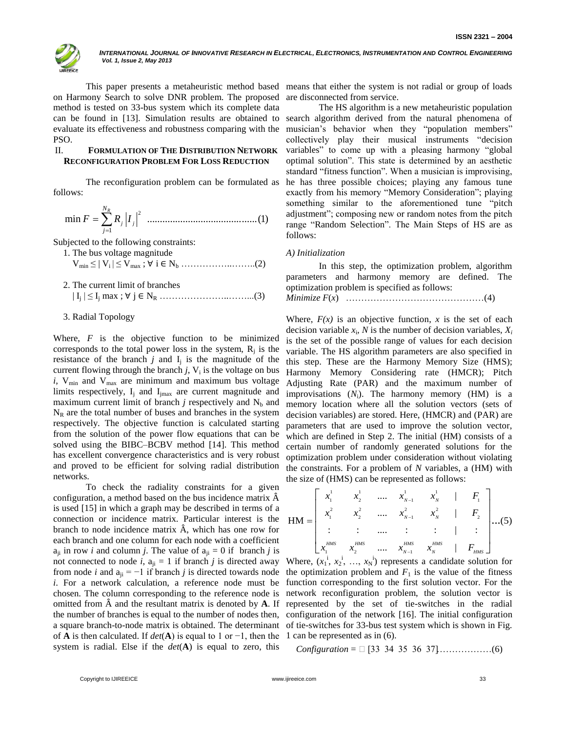This paper presents a metaheuristic method based on Harmony Search to solve DNR problem. The proposed method is tested on 33-bus system which its complete data can be found in [13]. Simulation results are obtained to evaluate its effectiveness and robustness comparing with the PSO.

## II. Formulation of The Distribution Network Reconfiguration Problem For Loss Reduction

The reconfiguration problem can be formulated as follows:

$$\min F = \sum_{j=1}^{N_R} R_j \left| I_j \right|^2 \quad \text{.........................................(1)}$$

Subjected to the following constraints:

1. The bus voltage magnitude
   $V_{min} \leq |V_i| \leq V_{max}\ ;\ \forall\ i \in N_b$ ……………..……..(2)

2. The current limit of branches
   $|I_j| \leq I_j \max\ ;\ \forall\ j \in N_R$ …………………..……...(3)

3. Radial Topology

Where, $F$ is the objective function to be minimized corresponds to the total power loss in the system, $R_j$ is the resistance of the branch $j$ and $I_j$ is the magnitude of the current flowing through the branch $j$, $V_i$ is the voltage on bus $i$, $V_{min}$ and $V_{max}$ are minimum and maximum bus voltage limits respectively, $I_j$ and $I_{jmax}$ are current magnitude and maximum current limit of branch $j$ respectively and $N_b$ and $N_R$ are the total number of buses and branches in the system respectively. The objective function is calculated starting from the solution of the power flow equations that can be solved using the BIBC–BCBV method [14]. This method has excellent convergence characteristics and is very robust and proved to be efficient for solving radial distribution networks.

To check the radiality constraints for a given configuration, a method based on the bus incidence matrix $\hat{A}$ is used [15] in which a graph may be described in terms of a connection or incidence matrix. Particular interest is the branch to node incidence matrix $\hat{A}$, which has one row for each branch and one column for each node with a coefficient $a_{ji}$ in row $i$ and column $j$. The value of $a_{ji} = 0$ if branch $j$ is not connected to node $i$, $a_{ji} = 1$ if branch $j$ is directed away from node $i$ and $a_{ji} = -1$ if branch $j$ is directed towards node $i$. For a network calculation, a reference node must be chosen. The column corresponding to the reference node is omitted from $\hat{A}$ and the resultant matrix is denoted by **A**. If the number of branches is equal to the number of nodes then, a square branch-to-node matrix is obtained. The determinant of **A** is then calculated. If $det$(**A**) is equal to 1 or −1, then the system is radial. Else if the $det$(**A**) is equal to zero, this means that either the system is not radial or group of loads are disconnected from service.

The HS algorithm is a new metaheuristic population search algorithm derived from the natural phenomena of musician's behavior when they "population members" collectively play their musical instruments "decision variables" to come up with a pleasing harmony "global optimal solution". This state is determined by an aesthetic standard "fitness function". When a musician is improvising, he has three possible choices; playing any famous tune exactly from his memory "Memory Consideration"; playing something similar to the aforementioned tune "pitch adjustment"; composing new or random notes from the pitch range "Random Selection". The Main Steps of HS are as follows:

### A) Initialization

In this step, the optimization problem, algorithm parameters and harmony memory are defined. The optimization problem is specified as follows:

*Minimize F*($x$) ………………………………………(4)

Where, $F(x)$ is an objective function, $x$ is the set of each decision variable $x_i$, $N$ is the number of decision variables, $X_i$ is the set of the possible range of values for each decision variable. The HS algorithm parameters are also specified in this step. These are the Harmony Memory Size (HMS); Harmony Memory Considering rate (HMCR); Pitch Adjusting Rate (PAR) and the maximum number of improvisations ($N_i$). The harmony memory (HM) is a memory location where all the solution vectors (sets of decision variables) are stored. Here, (HMCR) and (PAR) are parameters that are used to improve the solution vector, which are defined in Step 2. The initial (HM) consists of a certain number of randomly generated solutions for the optimization problem under consideration without violating the constraints. For a problem of $N$ variables, a (HM) with the size of (HMS) can be represented as follows:

$$\text{HM} = \begin{bmatrix} x_1^1 & x_2^1 & \dots & x_{N-1}^1 & x_N^1 & | & F_1 \\ x_1^2 & x_2^2 & \dots & x_{N-1}^2 & x_N^2 & | & F_2 \\ : & : & \dots & : & : & | & : \\ x_1^{HMS} & x_2^{HMS} & \dots & x_{N-1}^{HMS} & x_N^{HMS} & | & F_{HMS} \end{bmatrix} \dots(5)$$

Where, ($x_1^i$, $x_2^i$, …, $x_N^i$) represents a candidate solution for the optimization problem and $F_1$ is the value of the fitness function corresponding to the first solution vector. For the network reconfiguration problem, the solution vector is represented by the set of tie-switches in the radial configuration of the network [16]. The initial configuration of tie-switches for 33-bus test system which is shown in Fig. 1 can be represented as in (6).

*Configuration* = [33 34 35 36 37]……………….(6)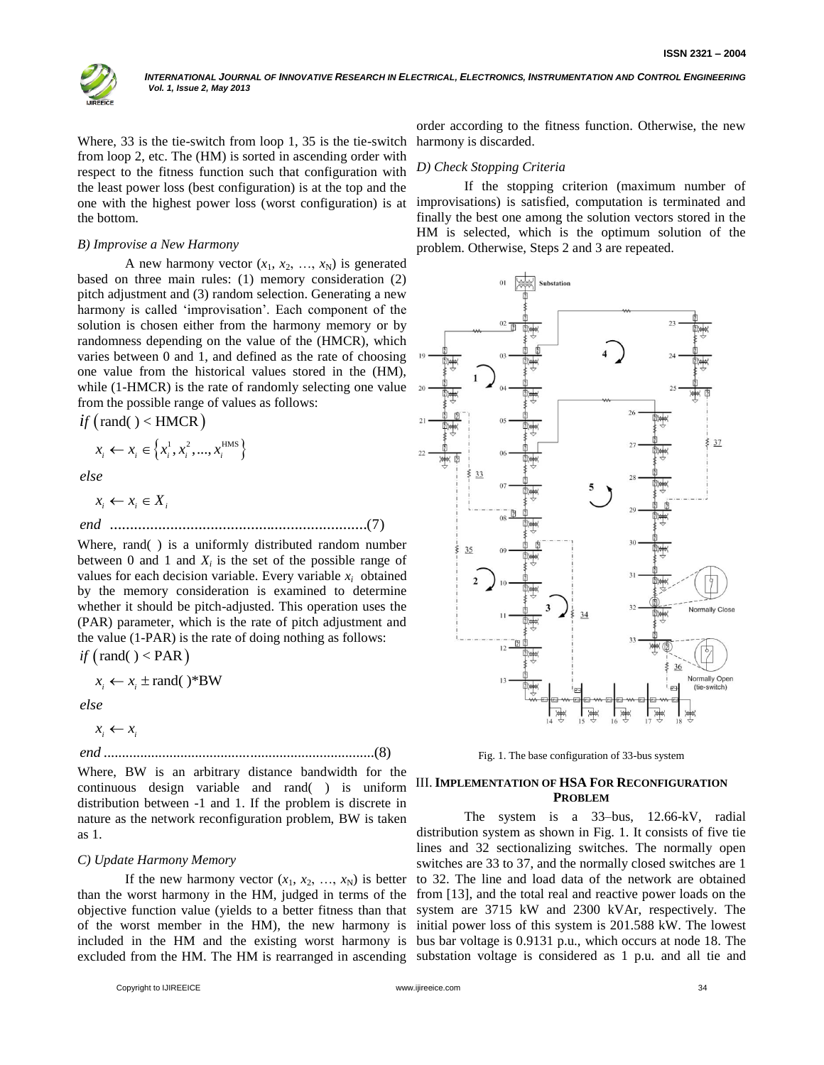Where, 33 is the tie-switch from loop 1, 35 is the tie-switch from loop 2, etc. The (HM) is sorted in ascending order with respect to the fitness function such that configuration with the least power loss (best configuration) is at the top and the one with the highest power loss (worst configuration) is at the bottom.

*B) Improvise a New Harmony*

A new harmony vector ($x_1$, $x_2$, …, $x_N$) is generated based on three main rules: (1) memory consideration (2) pitch adjustment and (3) random selection. Generating a new harmony is called 'improvisation'. Each component of the solution is chosen either from the harmony memory or by randomness depending on the value of the (HMCR), which varies between 0 and 1, and defined as the rate of choosing one value from the historical values stored in the (HM), while (1-HMCR) is the rate of randomly selecting one value from the possible range of values as follows:

$$
\begin{aligned}
&if\ (\text{rand}(\ ) < \text{HMCR}) \\
&\quad x_i \leftarrow x_i \in \{x_i^1, x_i^2, ..., x_i^{\text{HMS}}\} \\
&else \\
&\quad x_i \leftarrow x_i \in X_i \\
&end \quad \text{.............................................................(7)}
\end{aligned}
$$

Where, rand( ) is a uniformly distributed random number between 0 and 1 and $X_i$ is the set of the possible range of values for each decision variable. Every variable $x_i$ obtained by the memory consideration is examined to determine whether it should be pitch-adjusted. This operation uses the (PAR) parameter, which is the rate of pitch adjustment and the value (1-PAR) is the rate of doing nothing as follows:

$$
\begin{aligned}
&if\ (\text{rand}(\ ) < \text{PAR}) \\
&\quad x_i \leftarrow x_i \pm \text{rand}(\ )\text{*BW} \\
&else \\
&\quad x_i \leftarrow x_i \\
&end \quad \text{.........................................................................(8)}
\end{aligned}
$$

Where, BW is an arbitrary distance bandwidth for the continuous design variable and rand( ) is uniform distribution between -1 and 1. If the problem is discrete in nature as the network reconfiguration problem, BW is taken as 1.

*C) Update Harmony Memory*

If the new harmony vector ($x_1$, $x_2$, …, $x_N$) is better than the worst harmony in the HM, judged in terms of the objective function value (yields to a better fitness than that of the worst member in the HM), the new harmony is included in the HM and the existing worst harmony is excluded from the HM. The HM is rearranged in ascending order according to the fitness function. Otherwise, the new harmony is discarded.

*D) Check Stopping Criteria*

If the stopping criterion (maximum number of improvisations) is satisfied, computation is terminated and finally the best one among the solution vectors stored in the HM is selected, which is the optimum solution of the problem. Otherwise, Steps 2 and 3 are repeated.

Fig. 1. The base configuration of 33-bus system

## III. Implementation of HSA For Reconfiguration Problem

The system is a 33–bus, 12.66-kV, radial distribution system as shown in Fig. 1. It consists of five tie lines and 32 sectionalizing switches. The normally open switches are 33 to 37, and the normally closed switches are 1 to 32. The line and load data of the network are obtained from [13], and the total real and reactive power loads on the system are 3715 kW and 2300 kVAr, respectively. The initial power loss of this system is 201.588 kW. The lowest bus bar voltage is 0.9131 p.u., which occurs at node 18. The substation voltage is considered as 1 p.u. and all tie and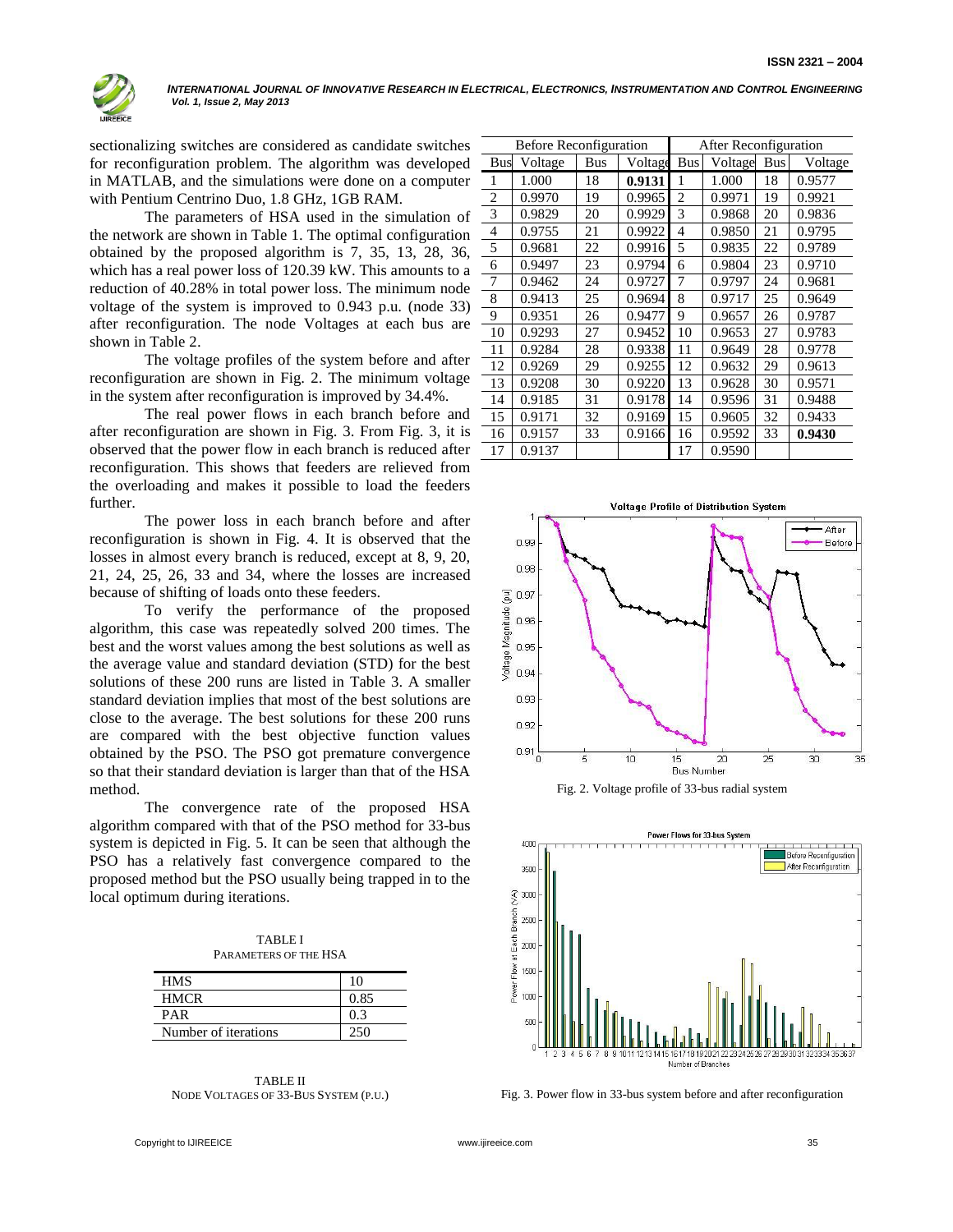sectionalizing switches are considered as candidate switches for reconfiguration problem. The algorithm was developed in MATLAB, and the simulations were done on a computer with Pentium Centrino Duo, 1.8 GHz, 1GB RAM.

The parameters of HSA used in the simulation of the network are shown in Table 1. The optimal configuration obtained by the proposed algorithm is 7, 35, 13, 28, 36, which has a real power loss of 120.39 kW. This amounts to a reduction of 40.28% in total power loss. The minimum node voltage of the system is improved to 0.943 p.u. (node 33) after reconfiguration. The node Voltages at each bus are shown in Table 2.

The voltage profiles of the system before and after reconfiguration are shown in Fig. 2. The minimum voltage in the system after reconfiguration is improved by 34.4%.

The real power flows in each branch before and after reconfiguration are shown in Fig. 3. From Fig. 3, it is observed that the power flow in each branch is reduced after reconfiguration. This shows that feeders are relieved from the overloading and makes it possible to load the feeders further.

The power loss in each branch before and after reconfiguration is shown in Fig. 4. It is observed that the losses in almost every branch is reduced, except at 8, 9, 20, 21, 24, 25, 26, 33 and 34, where the losses are increased because of shifting of loads onto these feeders.

To verify the performance of the proposed algorithm, this case was repeatedly solved 200 times. The best and the worst values among the best solutions as well as the average value and standard deviation (STD) for the best solutions of these 200 runs are listed in Table 3. A smaller standard deviation implies that most of the best solutions are close to the average. The best solutions for these 200 runs are compared with the best objective function values obtained by the PSO. The PSO got premature convergence so that their standard deviation is larger than that of the HSA method.

The convergence rate of the proposed HSA algorithm compared with that of the PSO method for 33-bus system is depicted in Fig. 5. It can be seen that although the PSO has a relatively fast convergence compared to the proposed method but the PSO usually being trapped in to the local optimum during iterations.

TABLE I
PARAMETERS OF THE HSA

| | |
|---|---|
| HMS | 10 |
| HMCR | 0.85 |
| PAR | 0.3 |
| Number of iterations | 250 |

TABLE II
NODE VOLTAGES OF 33-BUS SYSTEM (P.U.)

| Before Reconfiguration | | | | After Reconfiguration | | | |
|---|---|---|---|---|---|---|---|
| Bus | Voltage | Bus | Voltage | Bus | Voltage | Bus | Voltage |
| 1 | 1.000 | 18 | **0.9131** | 1 | 1.000 | 18 | 0.9577 |
| 2 | 0.9970 | 19 | 0.9965 | 2 | 0.9971 | 19 | 0.9921 |
| 3 | 0.9829 | 20 | 0.9929 | 3 | 0.9868 | 20 | 0.9836 |
| 4 | 0.9755 | 21 | 0.9922 | 4 | 0.9850 | 21 | 0.9795 |
| 5 | 0.9681 | 22 | 0.9916 | 5 | 0.9835 | 22 | 0.9789 |
| 6 | 0.9497 | 23 | 0.9794 | 6 | 0.9804 | 23 | 0.9710 |
| 7 | 0.9462 | 24 | 0.9727 | 7 | 0.9797 | 24 | 0.9681 |
| 8 | 0.9413 | 25 | 0.9694 | 8 | 0.9717 | 25 | 0.9649 |
| 9 | 0.9351 | 26 | 0.9477 | 9 | 0.9657 | 26 | 0.9787 |
| 10 | 0.9293 | 27 | 0.9452 | 10 | 0.9653 | 27 | 0.9783 |
| 11 | 0.9284 | 28 | 0.9338 | 11 | 0.9649 | 28 | 0.9778 |
| 12 | 0.9269 | 29 | 0.9255 | 12 | 0.9632 | 29 | 0.9613 |
| 13 | 0.9208 | 30 | 0.9220 | 13 | 0.9628 | 30 | 0.9571 |
| 14 | 0.9185 | 31 | 0.9178 | 14 | 0.9596 | 31 | 0.9488 |
| 15 | 0.9171 | 32 | 0.9169 | 15 | 0.9605 | 32 | 0.9433 |
| 16 | 0.9157 | 33 | 0.9166 | 16 | 0.9592 | 33 | **0.9430** |
| 17 | 0.9137 | | | 17 | 0.9590 | | |

Fig. 2. Voltage profile of 33-bus radial system

Fig. 3. Power flow in 33-bus system before and after reconfiguration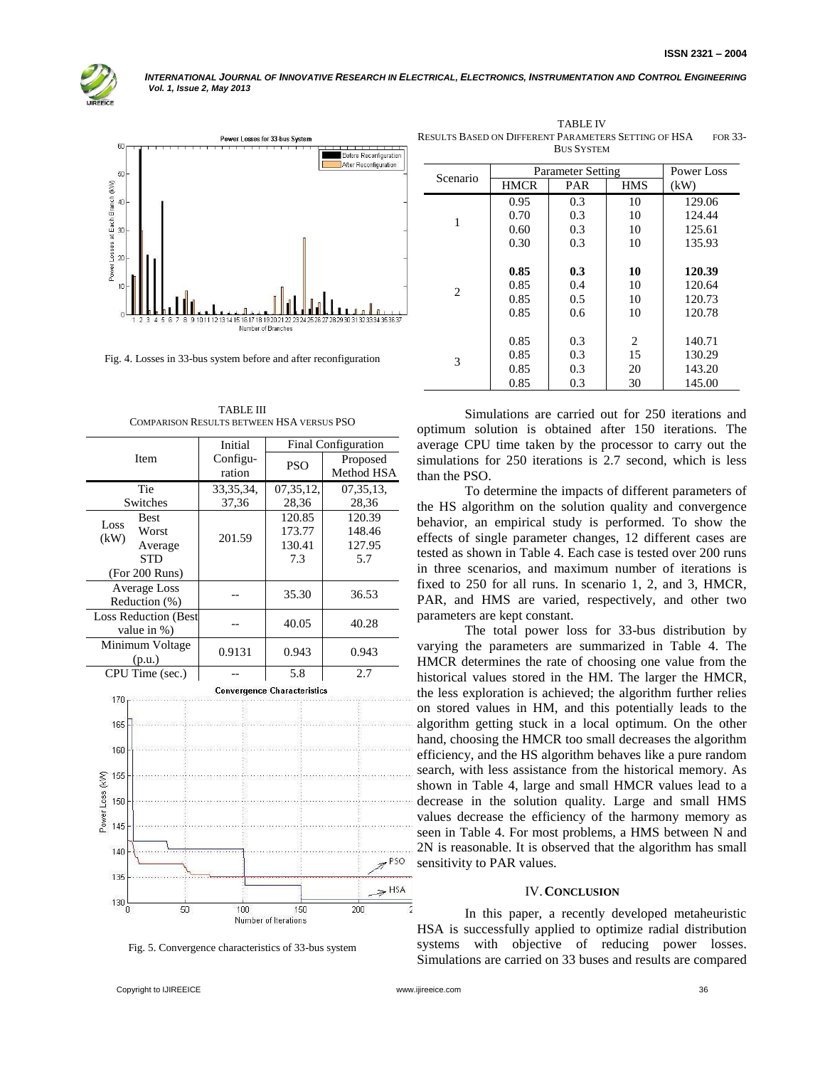Fig. 4. Losses in 33-bus system before and after reconfiguration

TABLE III
COMPARISON RESULTS BETWEEN HSA VERSUS PSO

| Item | | Initial Configu-ration | Final Configuration | |
|---|---|---|---|---|
| | | | PSO | Proposed Method HSA |
| Tie Switches | | 33,35,34, 37,36 | 07,35,12, 28,36 | 07,35,13, 28,36 |
| Loss (kW) | Best | 201.59 | 120.85 | 120.39 |
| | Worst | | 173.77 | 148.46 |
| | Average | | 130.41 | 127.95 |
| | STD | | 7.3 | 5.7 |
| (For 200 Runs) | | | | |
| Average Loss Reduction (%) | | -- | 35.30 | 36.53 |
| Loss Reduction (Best value in %) | | -- | 40.05 | 40.28 |
| Minimum Voltage (p.u.) | | 0.9131 | 0.943 | 0.943 |
| CPU Time (sec.) | | -- | 5.8 | 2.7 |

Fig. 5. Convergence characteristics of 33-bus system

TABLE IV
RESULTS BASED ON DIFFERENT PARAMETERS SETTING OF HSA FOR 33-BUS SYSTEM

| Scenario | Parameter Setting | | | Power Loss |
|---|---|---|---|---|
| | HMCR | PAR | HMS | (kW) |
| 1 | 0.95 | 0.3 | 10 | 129.06 |
| | 0.70 | 0.3 | 10 | 124.44 |
| | 0.60 | 0.3 | 10 | 125.61 |
| | 0.30 | 0.3 | 10 | 135.93 |
| 2 | **0.85** | **0.3** | **10** | **120.39** |
| | 0.85 | 0.4 | 10 | 120.64 |
| | 0.85 | 0.5 | 10 | 120.73 |
| | 0.85 | 0.6 | 10 | 120.78 |
| 3 | 0.85 | 0.3 | 2 | 140.71 |
| | 0.85 | 0.3 | 15 | 130.29 |
| | 0.85 | 0.3 | 20 | 143.20 |
| | 0.85 | 0.3 | 30 | 145.00 |

Simulations are carried out for 250 iterations and optimum solution is obtained after 150 iterations. The average CPU time taken by the processor to carry out the simulations for 250 iterations is 2.7 second, which is less than the PSO.

To determine the impacts of different parameters of the HS algorithm on the solution quality and convergence behavior, an empirical study is performed. To show the effects of single parameter changes, 12 different cases are tested as shown in Table 4. Each case is tested over 200 runs in three scenarios, and maximum number of iterations is fixed to 250 for all runs. In scenario 1, 2, and 3, HMCR, PAR, and HMS are varied, respectively, and other two parameters are kept constant.

The total power loss for 33-bus distribution by varying the parameters are summarized in Table 4. The HMCR determines the rate of choosing one value from the historical values stored in the HM. The larger the HMCR, the less exploration is achieved; the algorithm further relies on stored values in HM, and this potentially leads to the algorithm getting stuck in a local optimum. On the other hand, choosing the HMCR too small decreases the algorithm efficiency, and the HS algorithm behaves like a pure random search, with less assistance from the historical memory. As shown in Table 4, large and small HMCR values lead to a decrease in the solution quality. Large and small HMS values decrease the efficiency of the harmony memory as seen in Table 4. For most problems, a HMS between N and 2N is reasonable. It is observed that the algorithm has small sensitivity to PAR values.

## IV. CONCLUSION

In this paper, a recently developed metaheuristic HSA is successfully applied to optimize radial distribution systems with objective of reducing power losses. Simulations are carried on 33 buses and results are compared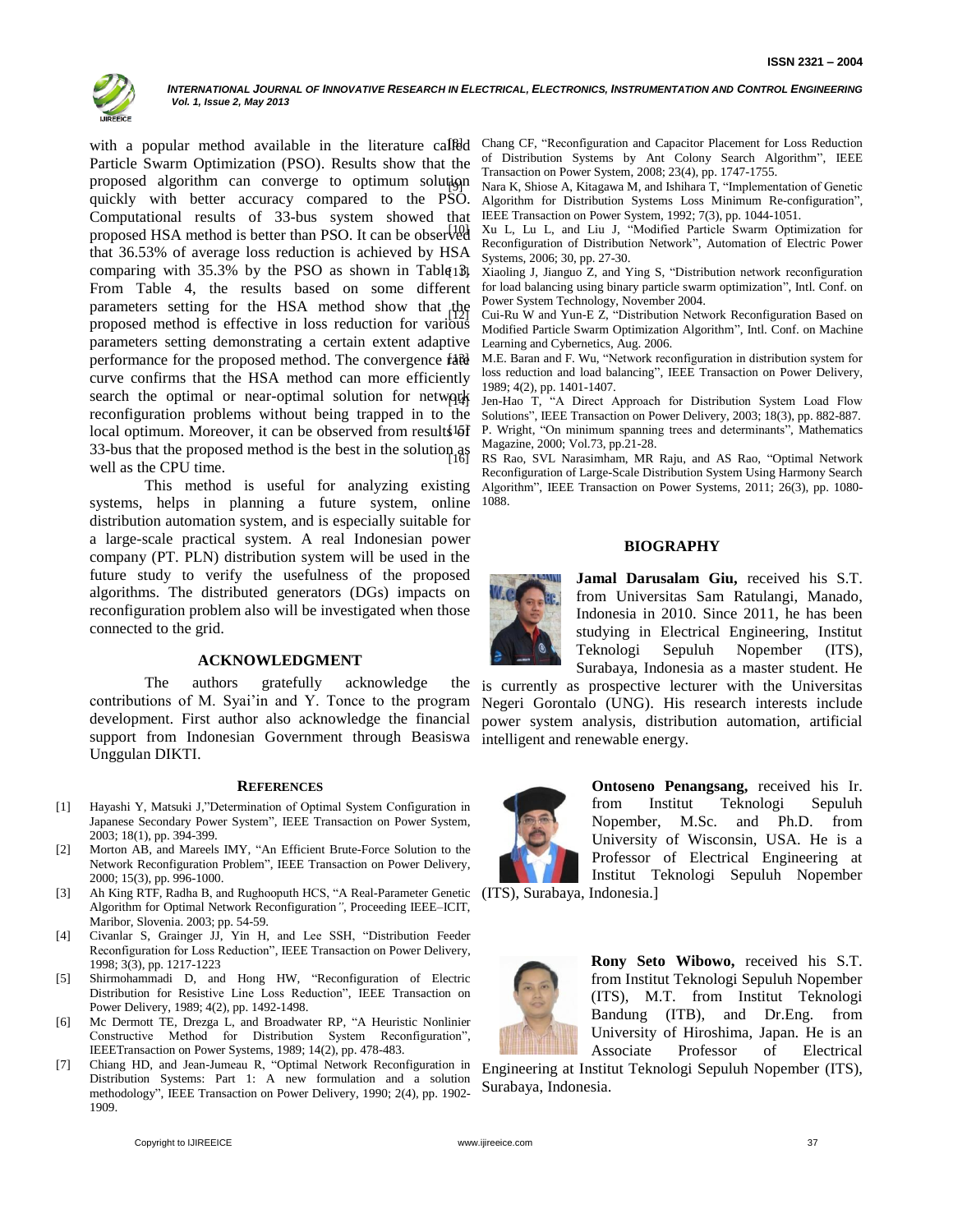with a popular method available in the literature called Particle Swarm Optimization (PSO). Results show that the proposed algorithm can converge to optimum solution quickly with better accuracy compared to the PSO. Computational results of 33-bus system showed that proposed HSA method is better than PSO. It can be observed that 36.53% of average loss reduction is achieved by HSA comparing with 35.3% by the PSO as shown in Table 3. From Table 4, the results based on some different parameters setting for the HSA method show that the proposed method is effective in loss reduction for various parameters setting demonstrating a certain extent adaptive performance for the proposed method. The convergence rate curve confirms that the HSA method can more efficiently search the optimal or near-optimal solution for network reconfiguration problems without being trapped in to the local optimum. Moreover, it can be observed from results of 33-bus that the proposed method is the best in the solution as well as the CPU time.

This method is useful for analyzing existing systems, helps in planning a future system, online distribution automation system, and is especially suitable for a large-scale practical system. A real Indonesian power company (PT. PLN) distribution system will be used in the future study to verify the usefulness of the proposed algorithms. The distributed generators (DGs) impacts on reconfiguration problem also will be investigated when those connected to the grid.

## ACKNOWLEDGMENT

The authors gratefully acknowledge the contributions of M. Syai'in and Y. Tonce to the program development. First author also acknowledge the financial support from Indonesian Government through Beasiswa Unggulan DIKTI.

## REFERENCES

[1] Hayashi Y, Matsuki J,"Determination of Optimal System Configuration in Japanese Secondary Power System", IEEE Transaction on Power System, 2003; 18(1), pp. 394-399.

[2] Morton AB, and Mareels IMY, "An Efficient Brute-Force Solution to the Network Reconfiguration Problem", IEEE Transaction on Power Delivery, 2000; 15(3), pp. 996-1000.

[3] Ah King RTF, Radha B, and Rughooputh HCS, "A Real-Parameter Genetic Algorithm for Optimal Network Reconfiguration", Proceeding IEEE–ICIT, Maribor, Slovenia. 2003; pp. 54-59.

[4] Civanlar S, Grainger JJ, Yin H, and Lee SSH, "Distribution Feeder Reconfiguration for Loss Reduction", IEEE Transaction on Power Delivery, 1998; 3(3), pp. 1217-1223

[5] Shirmohammadi D, and Hong HW, "Reconfiguration of Electric Distribution for Resistive Line Loss Reduction", IEEE Transaction on Power Delivery, 1989; 4(2), pp. 1492-1498.

[6] Mc Dermott TE, Drezga L, and Broadwater RP, "A Heuristic Nonlinier Constructive Method for Distribution System Reconfiguration", IEEETransaction on Power Systems, 1989; 14(2), pp. 478-483.

[7] Chiang HD, and Jean-Jumeau R, "Optimal Network Reconfiguration in Distribution Systems: Part 1: A new formulation and a solution methodology", IEEE Transaction on Power Delivery, 1990; 2(4), pp. 1902-1909.

[8] Chang CF, "Reconfiguration and Capacitor Placement for Loss Reduction of Distribution Systems by Ant Colony Search Algorithm", IEEE Transaction on Power System, 2008; 23(4), pp. 1747-1755.

[9] Nara K, Shiose A, Kitagawa M, and Ishihara T, "Implementation of Genetic Algorithm for Distribution Systems Loss Minimum Re-configuration", IEEE Transaction on Power System, 1992; 7(3), pp. 1044-1051.

[10] Xu L, Lu L, and Liu J, "Modified Particle Swarm Optimization for Reconfiguration of Distribution Network", Automation of Electric Power Systems, 2006; 30, pp. 27-30.

[11] Xiaoling J, Jianguo Z, and Ying S, "Distribution network reconfiguration for load balancing using binary particle swarm optimization", Intl. Conf. on Power System Technology, November 2004.

[12] Cui-Ru W and Yun-E Z, "Distribution Network Reconfiguration Based on Modified Particle Swarm Optimization Algorithm", Intl. Conf. on Machine Learning and Cybernetics, Aug. 2006.

[13] M.E. Baran and F. Wu, "Network reconfiguration in distribution system for loss reduction and load balancing", IEEE Transaction on Power Delivery, 1989; 4(2), pp. 1401-1407.

[14] Jen-Hao T, "A Direct Approach for Distribution System Load Flow Solutions", IEEE Transaction on Power Delivery, 2003; 18(3), pp. 882-887.

[15] P. Wright, "On minimum spanning trees and determinants", Mathematics Magazine, 2000; Vol.73, pp.21-28.

[16] RS Rao, SVL Narasimham, MR Raju, and AS Rao, "Optimal Network Reconfiguration of Large-Scale Distribution System Using Harmony Search Algorithm", IEEE Transaction on Power Systems, 2011; 26(3), pp. 1080-1088.

## BIOGRAPHY

**Jamal Darusalam Giu,** received his S.T. from Universitas Sam Ratulangi, Manado, Indonesia in 2010. Since 2011, he has been studying in Electrical Engineering, Institut Teknologi Sepuluh Nopember (ITS), Surabaya, Indonesia as a master student. He is currently as prospective lecturer with the Universitas Negeri Gorontalo (UNG). His research interests include power system analysis, distribution automation, artificial intelligent and renewable energy.

**Ontoseno Penangsang,** received his Ir. from Institut Teknologi Sepuluh Nopember, M.Sc. and Ph.D. from University of Wisconsin, USA. He is a Professor of Electrical Engineering at Institut Teknologi Sepuluh Nopember (ITS), Surabaya, Indonesia.]

**Rony Seto Wibowo,** received his S.T. from Institut Teknologi Sepuluh Nopember (ITS), M.T. from Institut Teknologi Bandung (ITB), and Dr.Eng. from University of Hiroshima, Japan. He is an Associate Professor of Electrical Engineering at Institut Teknologi Sepuluh Nopember (ITS), Surabaya, Indonesia.